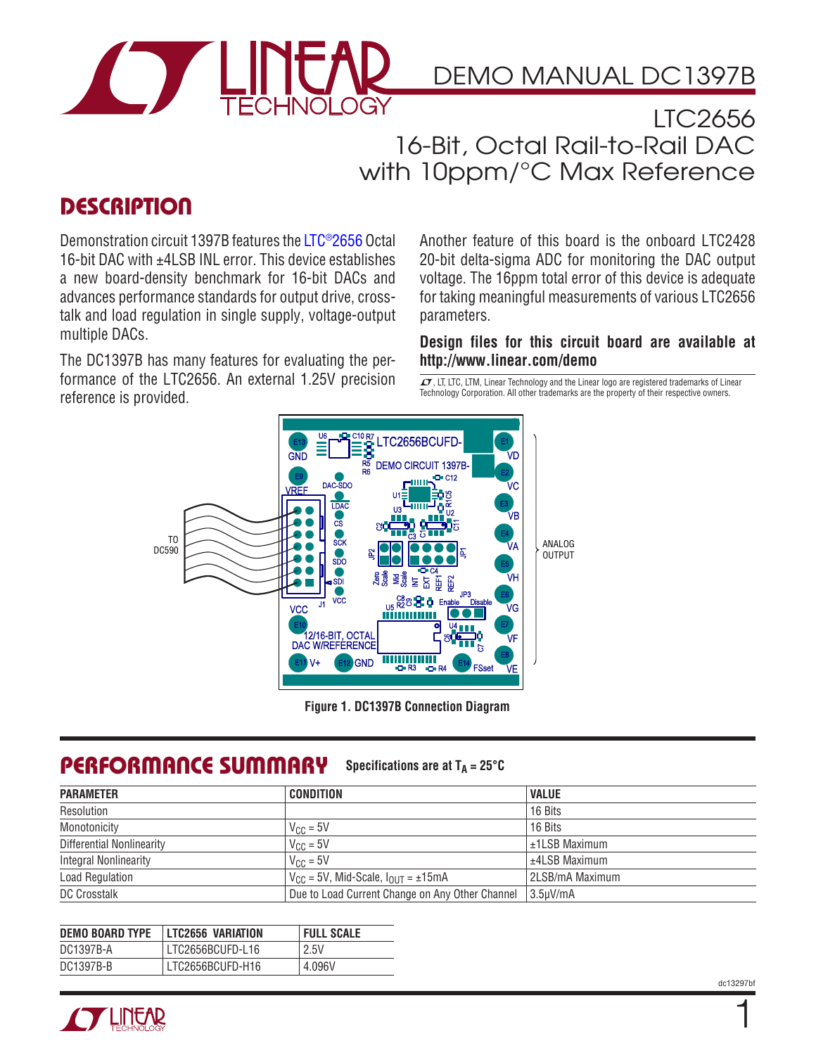# DEMO MANUAL DC1397B

## LTC2656 16-Bit, Octal Rail-to-Rail DAC with 10ppm/°C Max Reference

## DESCRIPTION

Demonstration circuit 1397B features the LTC®2656 Octal 16-bit DAC with ±4LSB INL error. This device establishes a new board-density benchmark for 16-bit DACs and advances performance standards for output drive, crosstalk and load regulation in single supply, voltage-output multiple DACs.

The DC1397B has many features for evaluating the performance of the LTC2656. An external 1.25V precision reference is provided.

Another feature of this board is the onboard LTC2428 20-bit delta-sigma ADC for monitoring the DAC output voltage. The 16ppm total error of this device is adequate for taking meaningful measurements of various LTC2656 parameters.

**Design files for this circuit board are available at http://www.linear.com/demo**

LT, LTC, LTM, Linear Technology and the Linear logo are registered trademarks of Linear Technology Corporation. All other trademarks are the property of their respective owners.

**Figure 1. DC1397B Connection Diagram**

## PERFORMANCE SUMMARY

**Specifications are at $T_A = 25°C$**

| PARAMETER | CONDITION | VALUE |
|---|---|---|
| Resolution | | 16 Bits |
| Monotonicity | $V_{CC} = 5V$ | 16 Bits |
| Differential Nonlinearity | $V_{CC} = 5V$ | ±1LSB Maximum |
| Integral Nonlinearity | $V_{CC} = 5V$ | ±4LSB Maximum |
| Load Regulation | $V_{CC} = 5V$, Mid-Scale, $I_{OUT} = ±15mA$ | 2LSB/mA Maximum |
| DC Crosstalk | Due to Load Current Change on Any Other Channel | 3.5μV/mA |

| DEMO BOARD TYPE | LTC2656 VARIATION | FULL SCALE |
|---|---|---|
| DC1397B-A | LTC2656BCUFD-L16 | 2.5V |
| DC1397B-B | LTC2656BCUFD-H16 | 4.096V |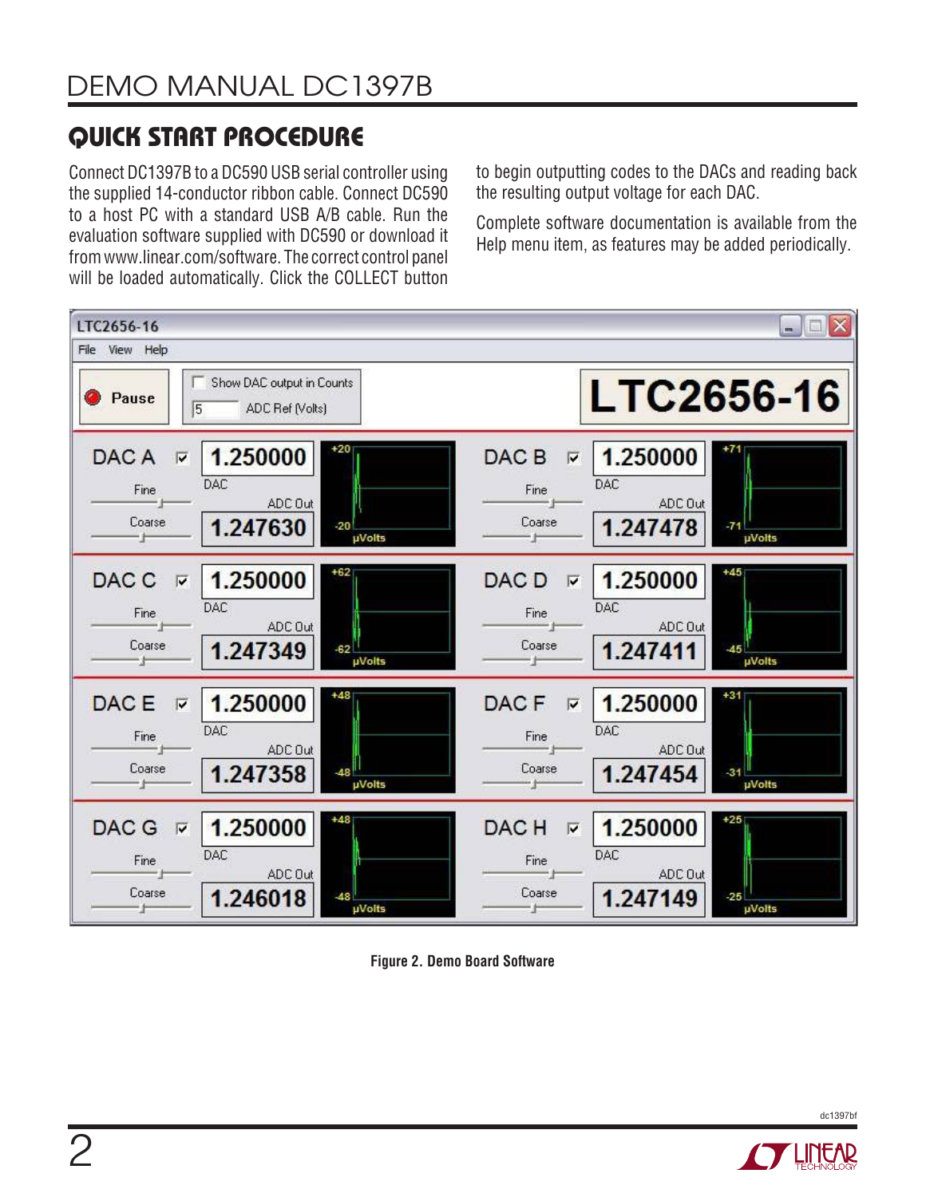## QUICK START PROCEDURE

Connect DC1397B to a DC590 USB serial controller using the supplied 14-conductor ribbon cable. Connect DC590 to a host PC with a standard USB A/B cable. Run the evaluation software supplied with DC590 or download it from www.linear.com/software. The correct control panel will be loaded automatically. Click the COLLECT button to begin outputting codes to the DACs and reading back the resulting output voltage for each DAC.

Complete software documentation is available from the Help menu item, as features may be added periodically.

Figure 2. Demo Board Software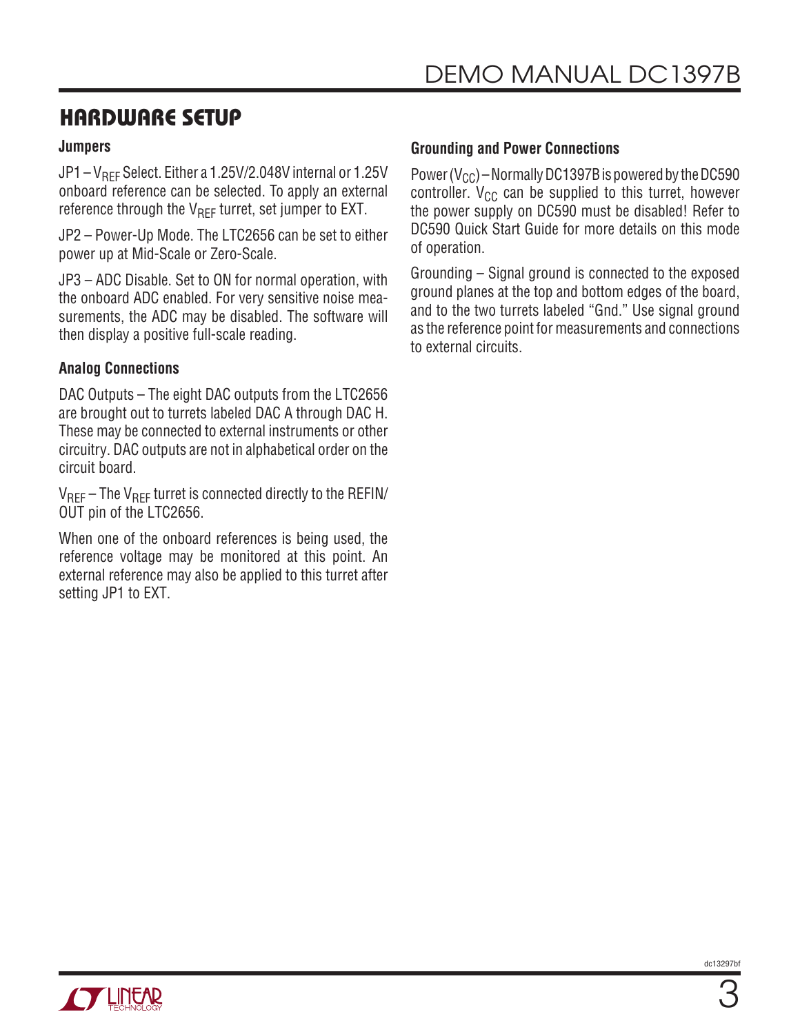## HARDWARE SETUP

### Jumpers

JP1 – $V_{REF}$ Select. Either a 1.25V/2.048V internal or 1.25V onboard reference can be selected. To apply an external reference through the $V_{REF}$ turret, set jumper to EXT.

JP2 – Power-Up Mode. The LTC2656 can be set to either power up at Mid-Scale or Zero-Scale.

JP3 – ADC Disable. Set to ON for normal operation, with the onboard ADC enabled. For very sensitive noise measurements, the ADC may be disabled. The software will then display a positive full-scale reading.

### Analog Connections

DAC Outputs – The eight DAC outputs from the LTC2656 are brought out to turrets labeled DAC A through DAC H. These may be connected to external instruments or other circuitry. DAC outputs are not in alphabetical order on the circuit board.

$V_{REF}$ – The $V_{REF}$ turret is connected directly to the REFIN/OUT pin of the LTC2656.

When one of the onboard references is being used, the reference voltage may be monitored at this point. An external reference may also be applied to this turret after setting JP1 to EXT.

### Grounding and Power Connections

Power ($V_{CC}$) – Normally DC1397B is powered by the DC590 controller. $V_{CC}$ can be supplied to this turret, however the power supply on DC590 must be disabled! Refer to DC590 Quick Start Guide for more details on this mode of operation.

Grounding – Signal ground is connected to the exposed ground planes at the top and bottom edges of the board, and to the two turrets labeled "Gnd." Use signal ground as the reference point for measurements and connections to external circuits.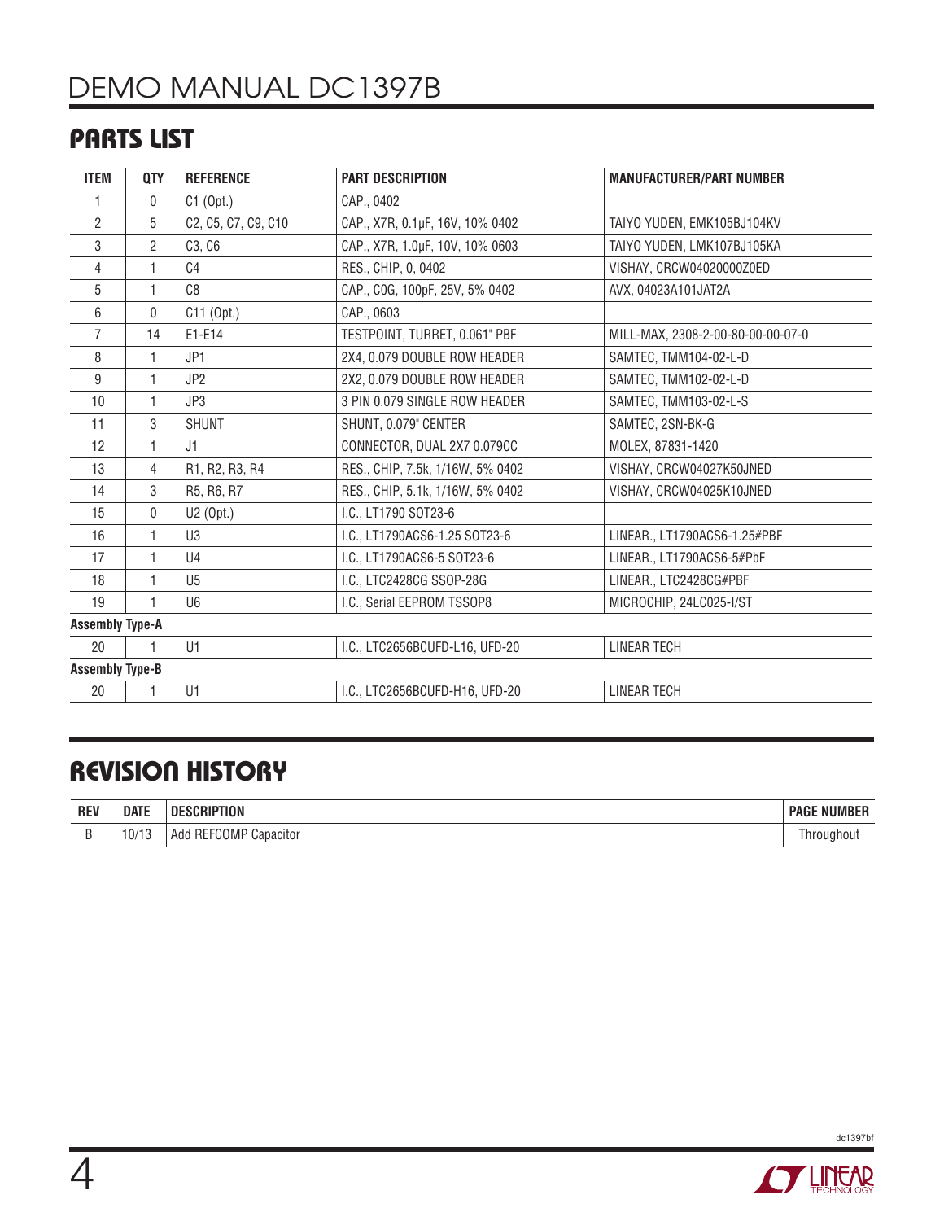## PARTS LIST

| ITEM | QTY | REFERENCE | PART DESCRIPTION | MANUFACTURER/PART NUMBER |
|---|---|---|---|---|
| 1 | 0 | C1 (Opt.) | CAP., 0402 | |
| 2 | 5 | C2, C5, C7, C9, C10 | CAP., X7R, 0.1µF, 16V, 10% 0402 | TAIYO YUDEN, EMK105BJ104KV |
| 3 | 2 | C3, C6 | CAP., X7R, 1.0µF, 10V, 10% 0603 | TAIYO YUDEN, LMK107BJ105KA |
| 4 | 1 | C4 | RES., CHIP, 0, 0402 | VISHAY, CRCW04020000Z0ED |
| 5 | 1 | C8 | CAP., C0G, 100pF, 25V, 5% 0402 | AVX, 04023A101JAT2A |
| 6 | 0 | C11 (Opt.) | CAP., 0603 | |
| 7 | 14 | E1-E14 | TESTPOINT, TURRET, 0.061" PBF | MILL-MAX, 2308-2-00-80-00-00-07-0 |
| 8 | 1 | JP1 | 2X4, 0.079 DOUBLE ROW HEADER | SAMTEC, TMM104-02-L-D |
| 9 | 1 | JP2 | 2X2, 0.079 DOUBLE ROW HEADER | SAMTEC, TMM102-02-L-D |
| 10 | 1 | JP3 | 3 PIN 0.079 SINGLE ROW HEADER | SAMTEC, TMM103-02-L-S |
| 11 | 3 | SHUNT | SHUNT, 0.079" CENTER | SAMTEC, 2SN-BK-G |
| 12 | 1 | J1 | CONNECTOR, DUAL 2X7 0.079CC | MOLEX, 87831-1420 |
| 13 | 4 | R1, R2, R3, R4 | RES., CHIP, 7.5k, 1/16W, 5% 0402 | VISHAY, CRCW04027K50JNED |
| 14 | 3 | R5, R6, R7 | RES., CHIP, 5.1k, 1/16W, 5% 0402 | VISHAY, CRCW04025K10JNED |
| 15 | 0 | U2 (Opt.) | I.C., LT1790 SOT23-6 | |
| 16 | 1 | U3 | I.C., LT1790ACS6-1.25 SOT23-6 | LINEAR., LT1790ACS6-1.25#PBF |
| 17 | 1 | U4 | I.C., LT1790ACS6-5 SOT23-6 | LINEAR., LT1790ACS6-5#PbF |
| 18 | 1 | U5 | I.C., LTC2428CG SSOP-28G | LINEAR., LTC2428CG#PBF |
| 19 | 1 | U6 | I.C., Serial EEPROM TSSOP8 | MICROCHIP, 24LC025-I/ST |
| **Assembly Type-A** | | | | |
| 20 | 1 | U1 | I.C., LTC2656BCUFD-L16, UFD-20 | LINEAR TECH |
| **Assembly Type-B** | | | | |
| 20 | 1 | U1 | I.C., LTC2656BCUFD-H16, UFD-20 | LINEAR TECH |

## REVISION HISTORY

| REV | DATE | DESCRIPTION | PAGE NUMBER |
|---|---|---|---|
| B | 10/13 | Add REFCOMP Capacitor | Throughout |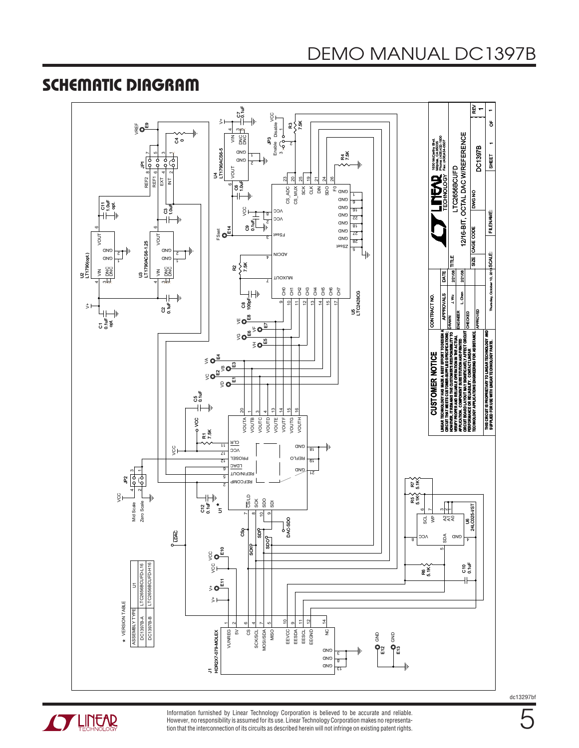# SCHEMATIC DIAGRAM

\* VERSION TABLE

| ASSEMBLY TYPE | U1 |
| --- | --- |
| DC1397B-A | LTC2656BCUFD-L16 |
| DC1397B-B | LTC2656BCUFD-H16 |

## CUSTOMER NOTICE

LINEAR TECHNOLOGY HAS MADE A BEST EFFORT TO DESIGN A CIRCUIT THAT MEETS CUSTOMER-SUPPLIED SPECIFICATIONS; HOWEVER, IT REMAINS THE CUSTOMER'S RESPONSIBILITY TO VERIFY PROPER AND RELIABLE OPERATION IN THE ACTUAL APPLICATION. COMPONENT SUBSTITUTION AND PRINTED CIRCUIT BOARD LAYOUT MAY SIGNIFICANTLY AFFECT CIRCUIT PERFORMANCE OR RELIABILITY. CONTACT LINEAR TECHNOLOGY APPLICATIONS ENGINEERING FOR ASSISTANCE.

THIS CIRCUIT IS PROPRIETARY TO LINEAR TECHNOLOGY AND SUPPLIED FOR USE WITH LINEAR TECHNOLOGY PARTS.

| CONTRACT NO. | | |
| --- | --- | --- |
| APPROVALS | | DATE |
| DRAWN | J. Wu | 2/21/08 |
| ENGINEER | L. Chen | 2/21/08 |
| CHECKED | | |
| APPROVED | | |

1630 McCarthy Blvd.
Milpitas, CA 95035
Phone: (408)432-1900
Fax: (408)434-0507

TITLE: LTC2656BCUFD
12/16-BIT, OCTAL DAC W/REFERENCE

| SIZE | CAGE CODE | DWG NO | REV |
| --- | --- | --- | --- |
| | | DC1397B | 1 |

SCALE: Thursday, October 10, 2013 | FILENAME: | SHEET 1 OF 1

dc13297bf

Information furnished by Linear Technology Corporation is believed to be accurate and reliable. However, no responsibility is assumed for its use. Linear Technology Corporation makes no representation that the interconnection of its circuits as described herein will not infringe on existing patent rights.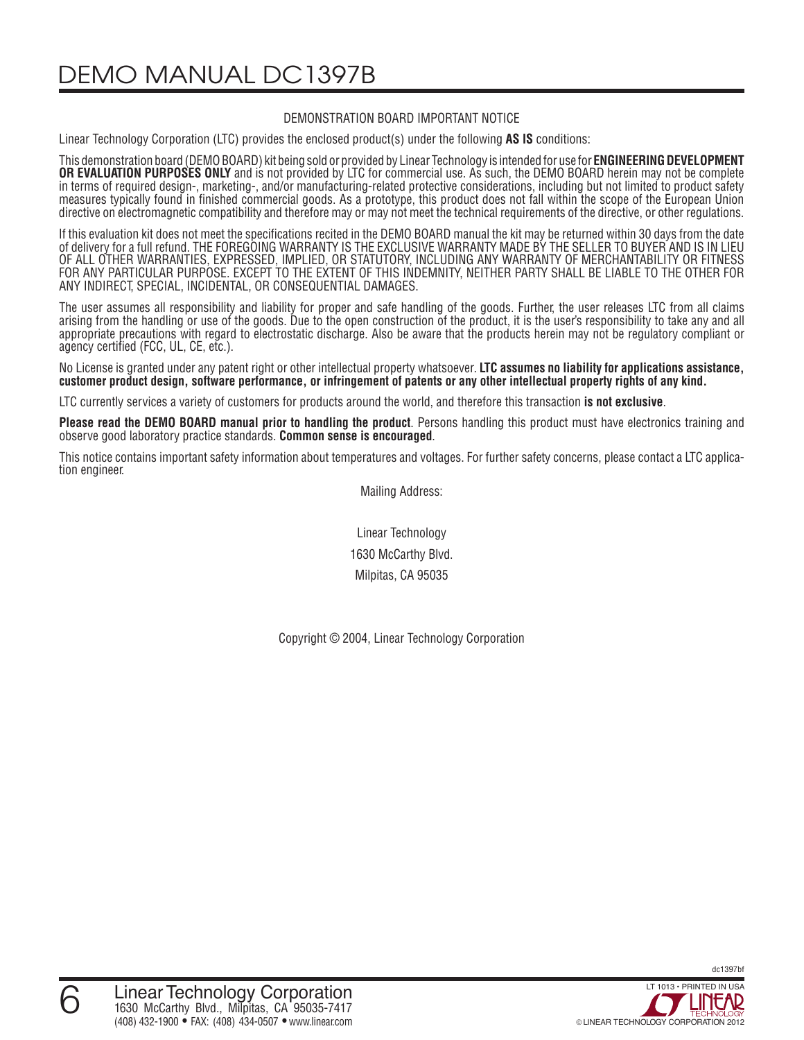DEMONSTRATION BOARD IMPORTANT NOTICE

Linear Technology Corporation (LTC) provides the enclosed product(s) under the following **AS IS** conditions:

This demonstration board (DEMO BOARD) kit being sold or provided by Linear Technology is intended for use for **ENGINEERING DEVELOPMENT OR EVALUATION PURPOSES ONLY** and is not provided by LTC for commercial use. As such, the DEMO BOARD herein may not be complete in terms of required design-, marketing-, and/or manufacturing-related protective considerations, including but not limited to product safety measures typically found in finished commercial goods. As a prototype, this product does not fall within the scope of the European Union directive on electromagnetic compatibility and therefore may or may not meet the technical requirements of the directive, or other regulations.

If this evaluation kit does not meet the specifications recited in the DEMO BOARD manual the kit may be returned within 30 days from the date of delivery for a full refund. THE FOREGOING WARRANTY IS THE EXCLUSIVE WARRANTY MADE BY THE SELLER TO BUYER AND IS IN LIEU OF ALL OTHER WARRANTIES, EXPRESSED, IMPLIED, OR STATUTORY, INCLUDING ANY WARRANTY OF MERCHANTABILITY OR FITNESS FOR ANY PARTICULAR PURPOSE. EXCEPT TO THE EXTENT OF THIS INDEMNITY, NEITHER PARTY SHALL BE LIABLE TO THE OTHER FOR ANY INDIRECT, SPECIAL, INCIDENTAL, OR CONSEQUENTIAL DAMAGES.

The user assumes all responsibility and liability for proper and safe handling of the goods. Further, the user releases LTC from all claims arising from the handling or use of the goods. Due to the open construction of the product, it is the user's responsibility to take any and all appropriate precautions with regard to electrostatic discharge. Also be aware that the products herein may not be regulatory compliant or agency certified (FCC, UL, CE, etc.).

No License is granted under any patent right or other intellectual property whatsoever. **LTC assumes no liability for applications assistance, customer product design, software performance, or infringement of patents or any other intellectual property rights of any kind.**

LTC currently services a variety of customers for products around the world, and therefore this transaction **is not exclusive**.

**Please read the DEMO BOARD manual prior to handling the product**. Persons handling this product must have electronics training and observe good laboratory practice standards. **Common sense is encouraged**.

This notice contains important safety information about temperatures and voltages. For further safety concerns, please contact a LTC application engineer.

Mailing Address:

Linear Technology
1630 McCarthy Blvd.
Milpitas, CA 95035

Copyright © 2004, Linear Technology Corporation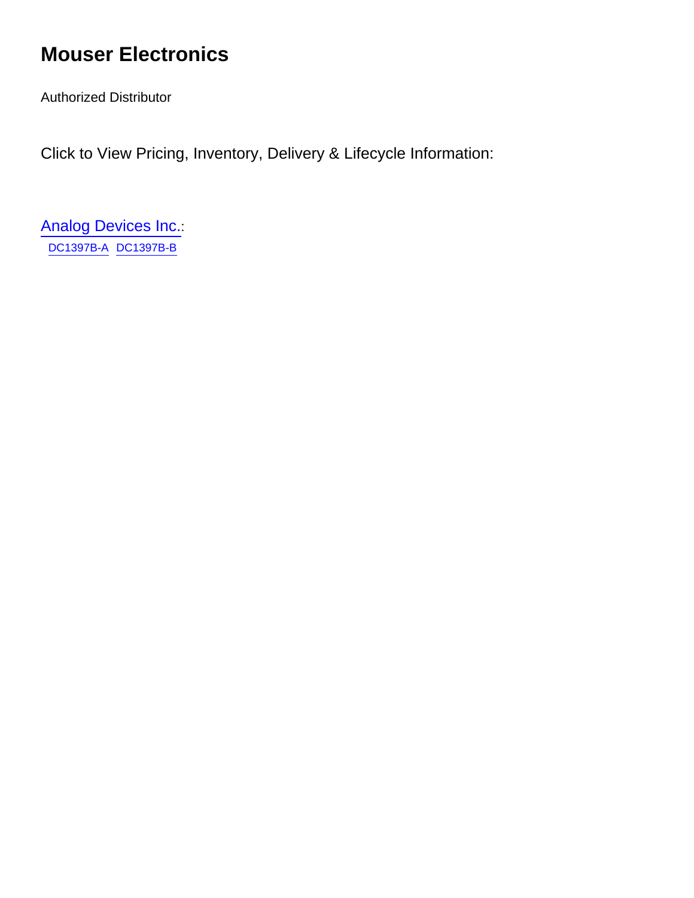# Mouser Electronics

Authorized Distributor

Click to View Pricing, Inventory, Delivery & Lifecycle Information:

Analog Devices Inc.:

DC1397B-A DC1397B-B